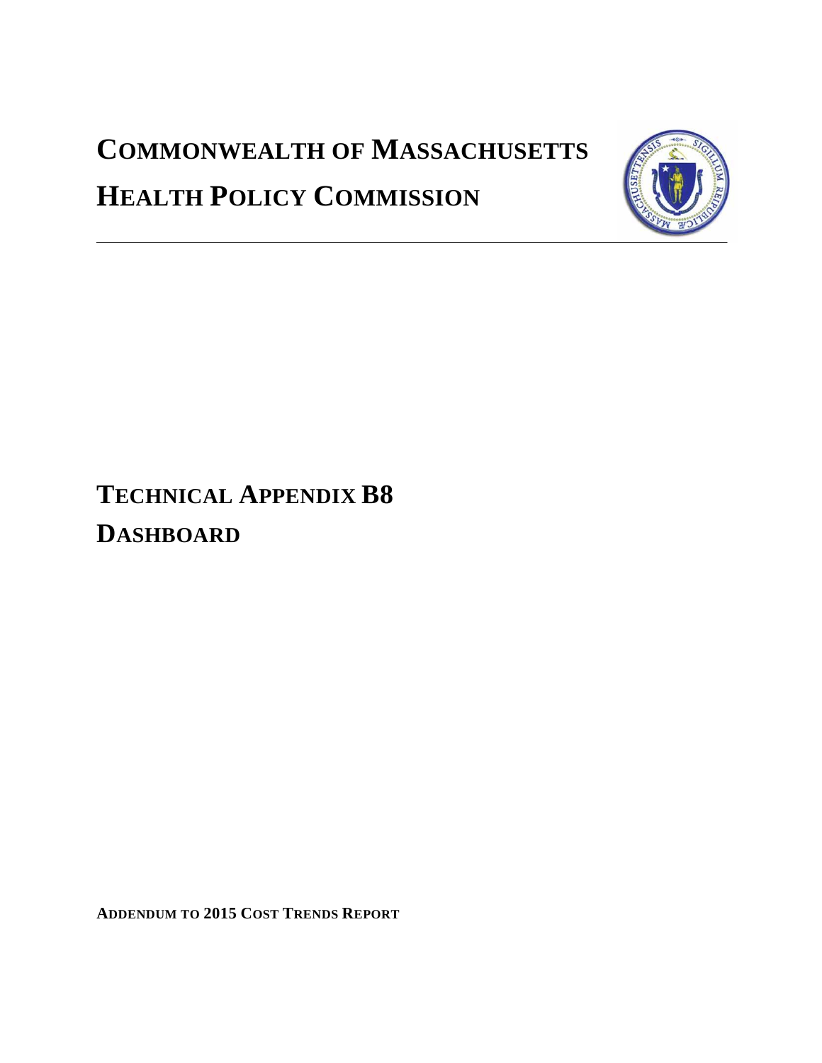# COMMONWEALTH OF MASSACHUSETTS

# HEALTH POLICY COMMISSION

---

# TECHNICAL APPENDIX B8

# DASHBOARD

**ADDENDUM TO 2015 COST TRENDS REPORT**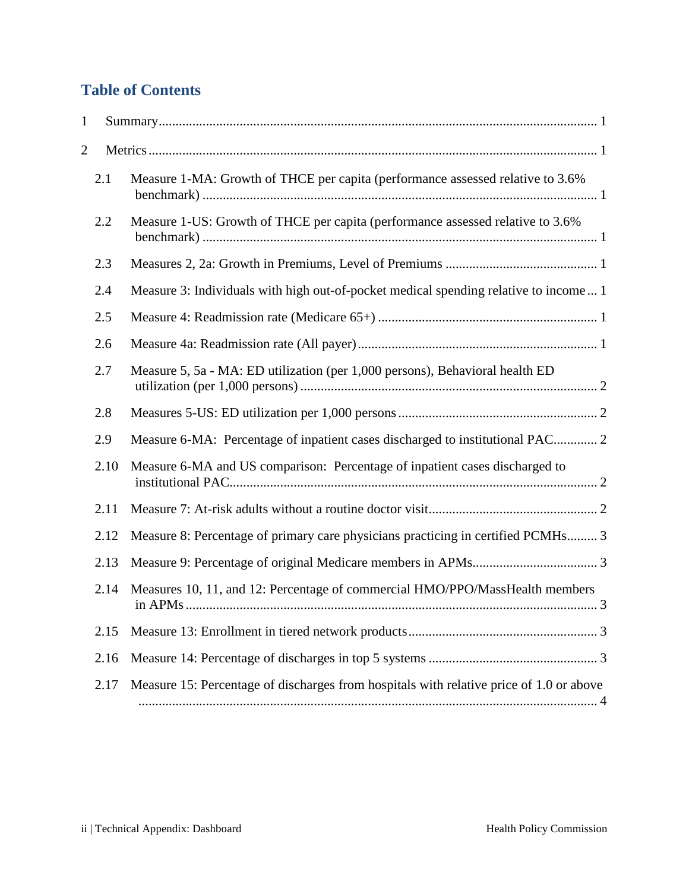## Table of Contents

1 Summary ..... 1

2 Metrics ..... 1

- 2.1 Measure 1-MA: Growth of THCE per capita (performance assessed relative to 3.6% benchmark) ..... 1
- 2.2 Measure 1-US: Growth of THCE per capita (performance assessed relative to 3.6% benchmark) ..... 1
- 2.3 Measures 2, 2a: Growth in Premiums, Level of Premiums ..... 1
- 2.4 Measure 3: Individuals with high out-of-pocket medical spending relative to income ..... 1
- 2.5 Measure 4: Readmission rate (Medicare 65+) ..... 1
- 2.6 Measure 4a: Readmission rate (All payer) ..... 1
- 2.7 Measure 5, 5a - MA: ED utilization (per 1,000 persons), Behavioral health ED utilization (per 1,000 persons) ..... 2
- 2.8 Measures 5-US: ED utilization per 1,000 persons ..... 2
- 2.9 Measure 6-MA: Percentage of inpatient cases discharged to institutional PAC ..... 2
- 2.10 Measure 6-MA and US comparison: Percentage of inpatient cases discharged to institutional PAC ..... 2
- 2.11 Measure 7: At-risk adults without a routine doctor visit ..... 2
- 2.12 Measure 8: Percentage of primary care physicians practicing in certified PCMHs ..... 3
- 2.13 Measure 9: Percentage of original Medicare members in APMs ..... 3
- 2.14 Measures 10, 11, and 12: Percentage of commercial HMO/PPO/MassHealth members in APMs ..... 3
- 2.15 Measure 13: Enrollment in tiered network products ..... 3
- 2.16 Measure 14: Percentage of discharges in top 5 systems ..... 3
- 2.17 Measure 15: Percentage of discharges from hospitals with relative price of 1.0 or above ..... 4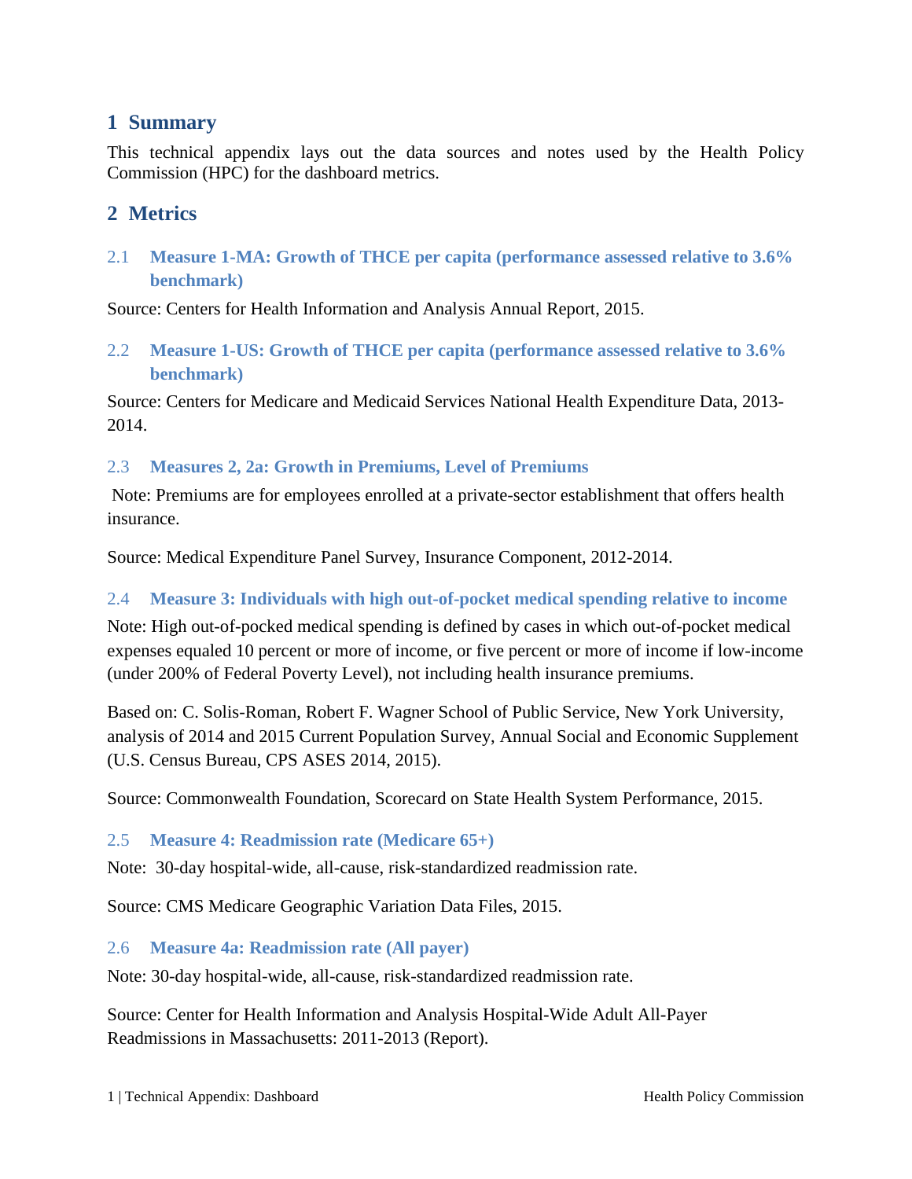# 1 Summary

This technical appendix lays out the data sources and notes used by the Health Policy Commission (HPC) for the dashboard metrics.

# 2 Metrics

## 2.1 Measure 1-MA: Growth of THCE per capita (performance assessed relative to 3.6% benchmark)

Source: Centers for Health Information and Analysis Annual Report, 2015.

## 2.2 Measure 1-US: Growth of THCE per capita (performance assessed relative to 3.6% benchmark)

Source: Centers for Medicare and Medicaid Services National Health Expenditure Data, 2013-2014.

## 2.3 Measures 2, 2a: Growth in Premiums, Level of Premiums

Note: Premiums are for employees enrolled at a private-sector establishment that offers health insurance.

Source: Medical Expenditure Panel Survey, Insurance Component, 2012-2014.

## 2.4 Measure 3: Individuals with high out-of-pocket medical spending relative to income

Note: High out-of-pocked medical spending is defined by cases in which out-of-pocket medical expenses equaled 10 percent or more of income, or five percent or more of income if low-income (under 200% of Federal Poverty Level), not including health insurance premiums.

Based on: C. Solis-Roman, Robert F. Wagner School of Public Service, New York University, analysis of 2014 and 2015 Current Population Survey, Annual Social and Economic Supplement (U.S. Census Bureau, CPS ASES 2014, 2015).

Source: Commonwealth Foundation, Scorecard on State Health System Performance, 2015.

## 2.5 Measure 4: Readmission rate (Medicare 65+)

Note: 30-day hospital-wide, all-cause, risk-standardized readmission rate.

Source: CMS Medicare Geographic Variation Data Files, 2015.

## 2.6 Measure 4a: Readmission rate (All payer)

Note: 30-day hospital-wide, all-cause, risk-standardized readmission rate.

Source: Center for Health Information and Analysis Hospital-Wide Adult All-Payer Readmissions in Massachusetts: 2011-2013 (Report).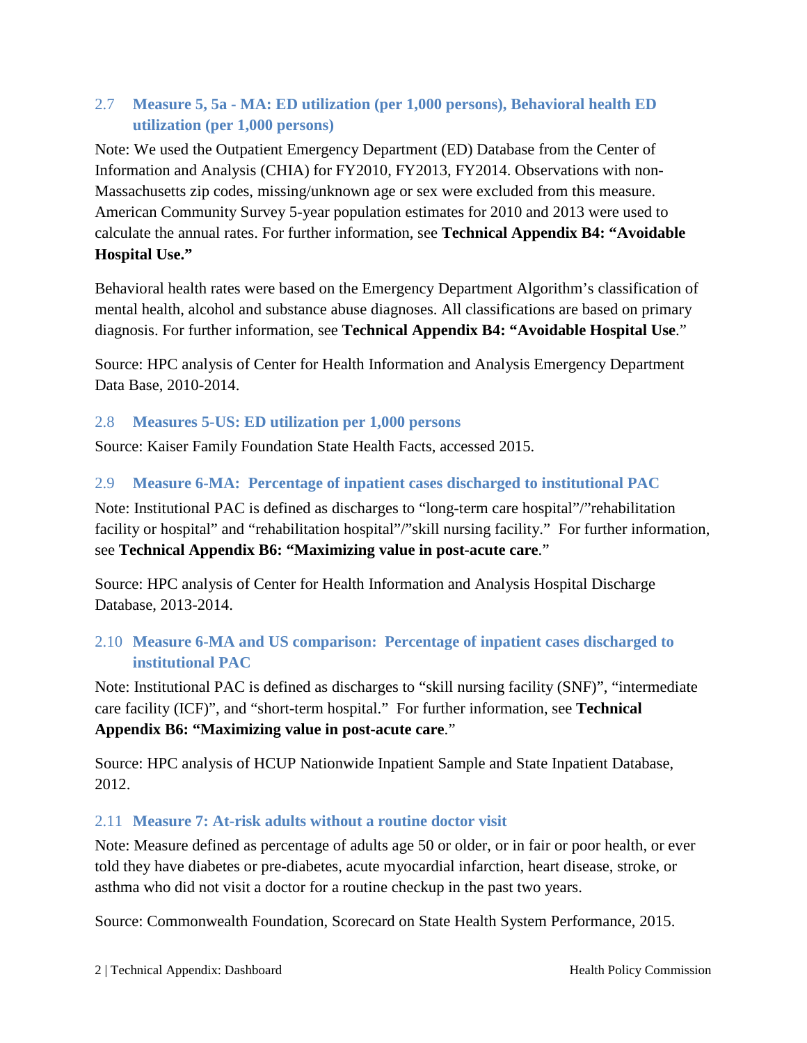## 2.7 Measure 5, 5a - MA: ED utilization (per 1,000 persons), Behavioral health ED utilization (per 1,000 persons)

Note: We used the Outpatient Emergency Department (ED) Database from the Center of Information and Analysis (CHIA) for FY2010, FY2013, FY2014. Observations with non-Massachusetts zip codes, missing/unknown age or sex were excluded from this measure. American Community Survey 5-year population estimates for 2010 and 2013 were used to calculate the annual rates. For further information, see **Technical Appendix B4: "Avoidable Hospital Use."**

Behavioral health rates were based on the Emergency Department Algorithm's classification of mental health, alcohol and substance abuse diagnoses. All classifications are based on primary diagnosis. For further information, see **Technical Appendix B4: "Avoidable Hospital Use**."

Source: HPC analysis of Center for Health Information and Analysis Emergency Department Data Base, 2010-2014.

## 2.8 Measures 5-US: ED utilization per 1,000 persons

Source: Kaiser Family Foundation State Health Facts, accessed 2015.

## 2.9 Measure 6-MA: Percentage of inpatient cases discharged to institutional PAC

Note: Institutional PAC is defined as discharges to "long-term care hospital"/"rehabilitation facility or hospital" and "rehabilitation hospital"/"skill nursing facility." For further information, see **Technical Appendix B6: "Maximizing value in post-acute care**."

Source: HPC analysis of Center for Health Information and Analysis Hospital Discharge Database, 2013-2014.

## 2.10 Measure 6-MA and US comparison: Percentage of inpatient cases discharged to institutional PAC

Note: Institutional PAC is defined as discharges to "skill nursing facility (SNF)", "intermediate care facility (ICF)", and "short-term hospital." For further information, see **Technical Appendix B6: "Maximizing value in post-acute care**."

Source: HPC analysis of HCUP Nationwide Inpatient Sample and State Inpatient Database, 2012.

## 2.11 Measure 7: At-risk adults without a routine doctor visit

Note: Measure defined as percentage of adults age 50 or older, or in fair or poor health, or ever told they have diabetes or pre-diabetes, acute myocardial infarction, heart disease, stroke, or asthma who did not visit a doctor for a routine checkup in the past two years.

Source: Commonwealth Foundation, Scorecard on State Health System Performance, 2015.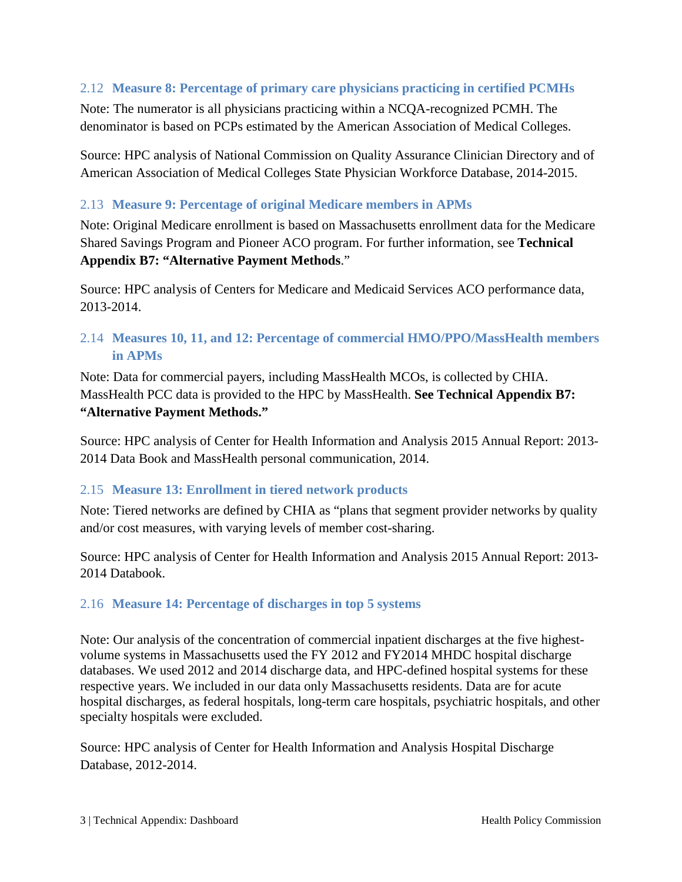### 2.12 Measure 8: Percentage of primary care physicians practicing in certified PCMHs

Note: The numerator is all physicians practicing within a NCQA-recognized PCMH. The denominator is based on PCPs estimated by the American Association of Medical Colleges.

Source: HPC analysis of National Commission on Quality Assurance Clinician Directory and of American Association of Medical Colleges State Physician Workforce Database, 2014-2015.

### 2.13 Measure 9: Percentage of original Medicare members in APMs

Note: Original Medicare enrollment is based on Massachusetts enrollment data for the Medicare Shared Savings Program and Pioneer ACO program. For further information, see **Technical Appendix B7: "Alternative Payment Methods**."

Source: HPC analysis of Centers for Medicare and Medicaid Services ACO performance data, 2013-2014.

### 2.14 Measures 10, 11, and 12: Percentage of commercial HMO/PPO/MassHealth members in APMs

Note: Data for commercial payers, including MassHealth MCOs, is collected by CHIA. MassHealth PCC data is provided to the HPC by MassHealth. **See Technical Appendix B7: "Alternative Payment Methods."**

Source: HPC analysis of Center for Health Information and Analysis 2015 Annual Report: 2013-2014 Data Book and MassHealth personal communication, 2014.

### 2.15 Measure 13: Enrollment in tiered network products

Note: Tiered networks are defined by CHIA as "plans that segment provider networks by quality and/or cost measures, with varying levels of member cost-sharing.

Source: HPC analysis of Center for Health Information and Analysis 2015 Annual Report: 2013-2014 Databook.

### 2.16 Measure 14: Percentage of discharges in top 5 systems

Note: Our analysis of the concentration of commercial inpatient discharges at the five highest-volume systems in Massachusetts used the FY 2012 and FY2014 MHDC hospital discharge databases. We used 2012 and 2014 discharge data, and HPC-defined hospital systems for these respective years. We included in our data only Massachusetts residents. Data are for acute hospital discharges, as federal hospitals, long-term care hospitals, psychiatric hospitals, and other specialty hospitals were excluded.

Source: HPC analysis of Center for Health Information and Analysis Hospital Discharge Database, 2012-2014.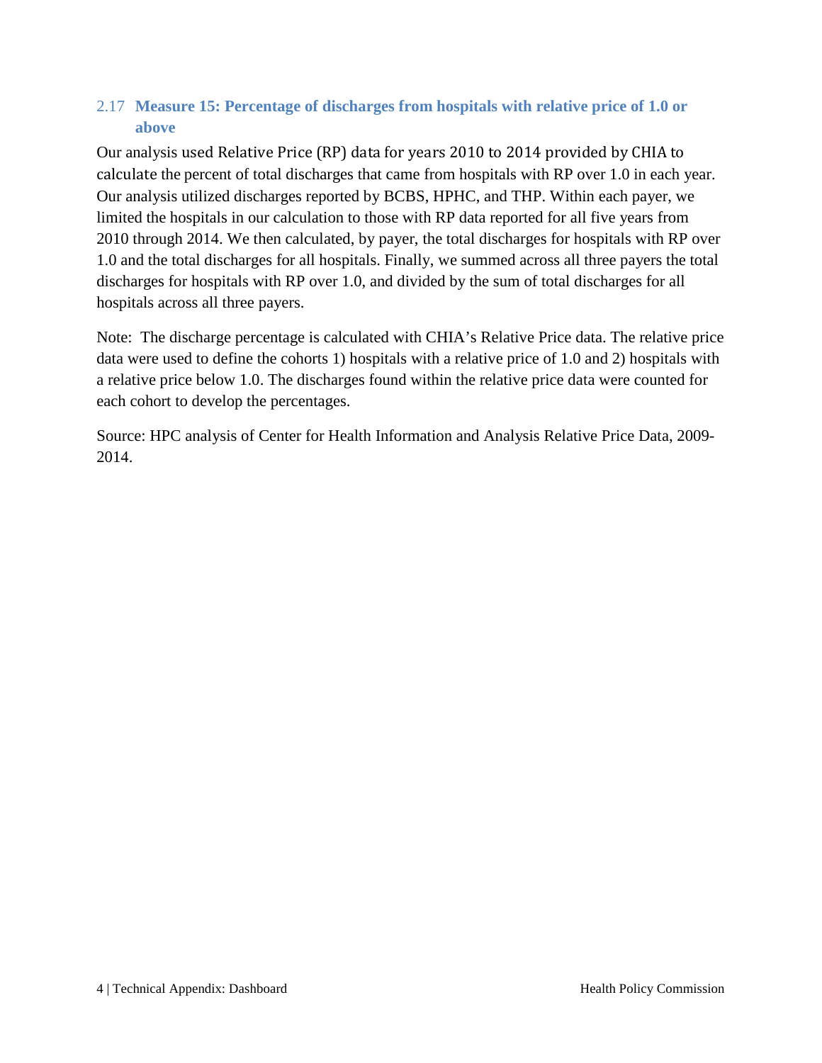## 2.17 Measure 15: Percentage of discharges from hospitals with relative price of 1.0 or above

Our analysis used Relative Price (RP) data for years 2010 to 2014 provided by CHIA to calculate the percent of total discharges that came from hospitals with RP over 1.0 in each year. Our analysis utilized discharges reported by BCBS, HPHC, and THP. Within each payer, we limited the hospitals in our calculation to those with RP data reported for all five years from 2010 through 2014. We then calculated, by payer, the total discharges for hospitals with RP over 1.0 and the total discharges for all hospitals. Finally, we summed across all three payers the total discharges for hospitals with RP over 1.0, and divided by the sum of total discharges for all hospitals across all three payers.

Note: The discharge percentage is calculated with CHIA's Relative Price data. The relative price data were used to define the cohorts 1) hospitals with a relative price of 1.0 and 2) hospitals with a relative price below 1.0. The discharges found within the relative price data were counted for each cohort to develop the percentages.

Source: HPC analysis of Center for Health Information and Analysis Relative Price Data, 2009-2014.